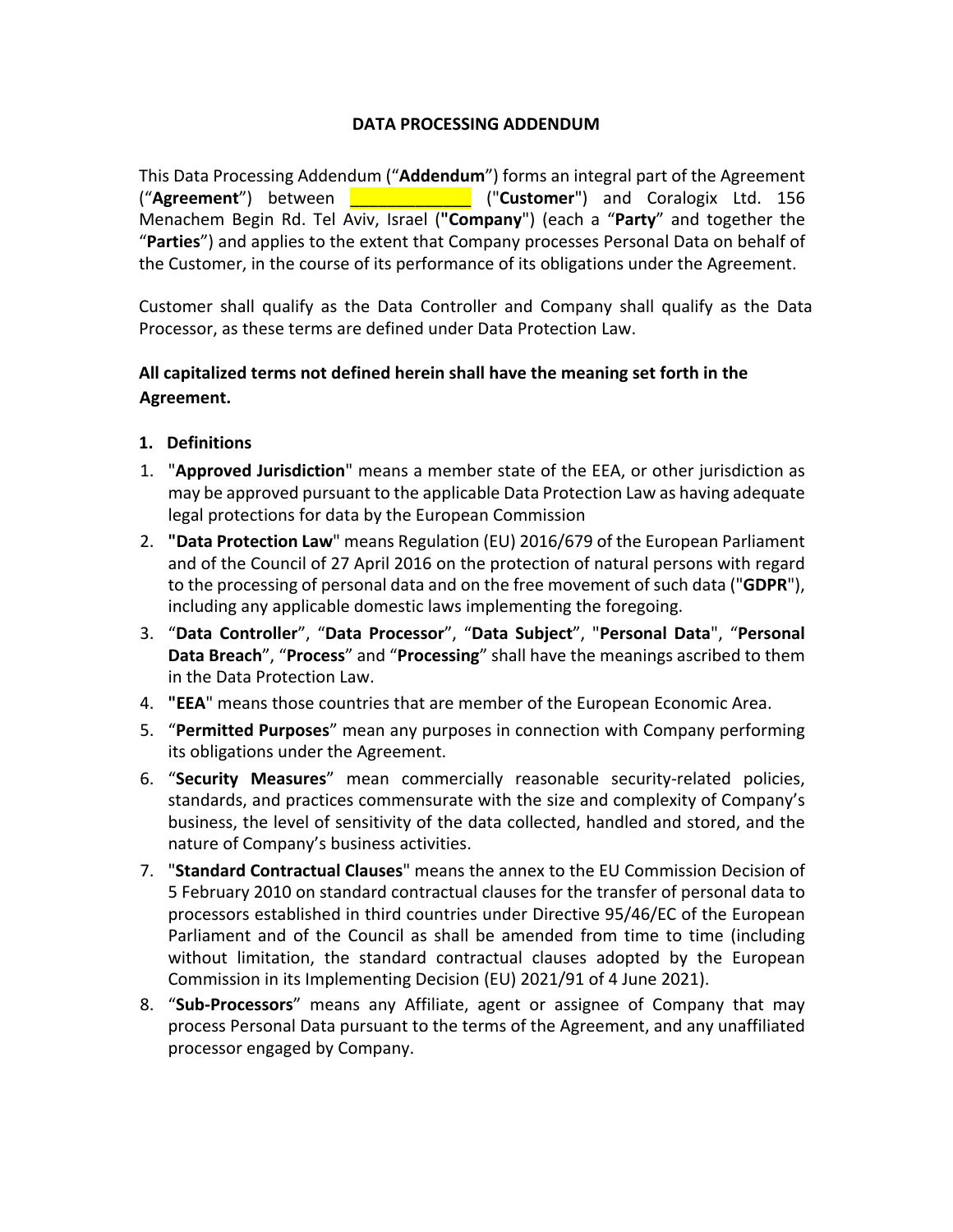# DATA PROCESSING ADDENDUM

This Data Processing Addendum ("**Addendum**") forms an integral part of the Agreement ("**Agreement**") between _____________ ("**Customer**") and Coralogix Ltd. 156 Menachem Begin Rd. Tel Aviv, Israel ("**Company**") (each a "**Party**" and together the "**Parties**") and applies to the extent that Company processes Personal Data on behalf of the Customer, in the course of its performance of its obligations under the Agreement.

Customer shall qualify as the Data Controller and Company shall qualify as the Data Processor, as these terms are defined under Data Protection Law.

**All capitalized terms not defined herein shall have the meaning set forth in the Agreement.**

## 1. Definitions

1. "**Approved Jurisdiction**" means a member state of the EEA, or other jurisdiction as may be approved pursuant to the applicable Data Protection Law as having adequate legal protections for data by the European Commission
2. "**Data Protection Law**" means Regulation (EU) 2016/679 of the European Parliament and of the Council of 27 April 2016 on the protection of natural persons with regard to the processing of personal data and on the free movement of such data ("**GDPR**"), including any applicable domestic laws implementing the foregoing.
3. "**Data Controller**", "**Data Processor**", "**Data Subject**", "**Personal Data**", "**Personal Data Breach**", "**Process**" and "**Processing**" shall have the meanings ascribed to them in the Data Protection Law.
4. "**EEA**" means those countries that are member of the European Economic Area.
5. "**Permitted Purposes**" mean any purposes in connection with Company performing its obligations under the Agreement.
6. "**Security Measures**" mean commercially reasonable security-related policies, standards, and practices commensurate with the size and complexity of Company's business, the level of sensitivity of the data collected, handled and stored, and the nature of Company's business activities.
7. "**Standard Contractual Clauses**" means the annex to the EU Commission Decision of 5 February 2010 on standard contractual clauses for the transfer of personal data to processors established in third countries under Directive 95/46/EC of the European Parliament and of the Council as shall be amended from time to time (including without limitation, the standard contractual clauses adopted by the European Commission in its Implementing Decision (EU) 2021/91 of 4 June 2021).
8. "**Sub-Processors**" means any Affiliate, agent or assignee of Company that may process Personal Data pursuant to the terms of the Agreement, and any unaffiliated processor engaged by Company.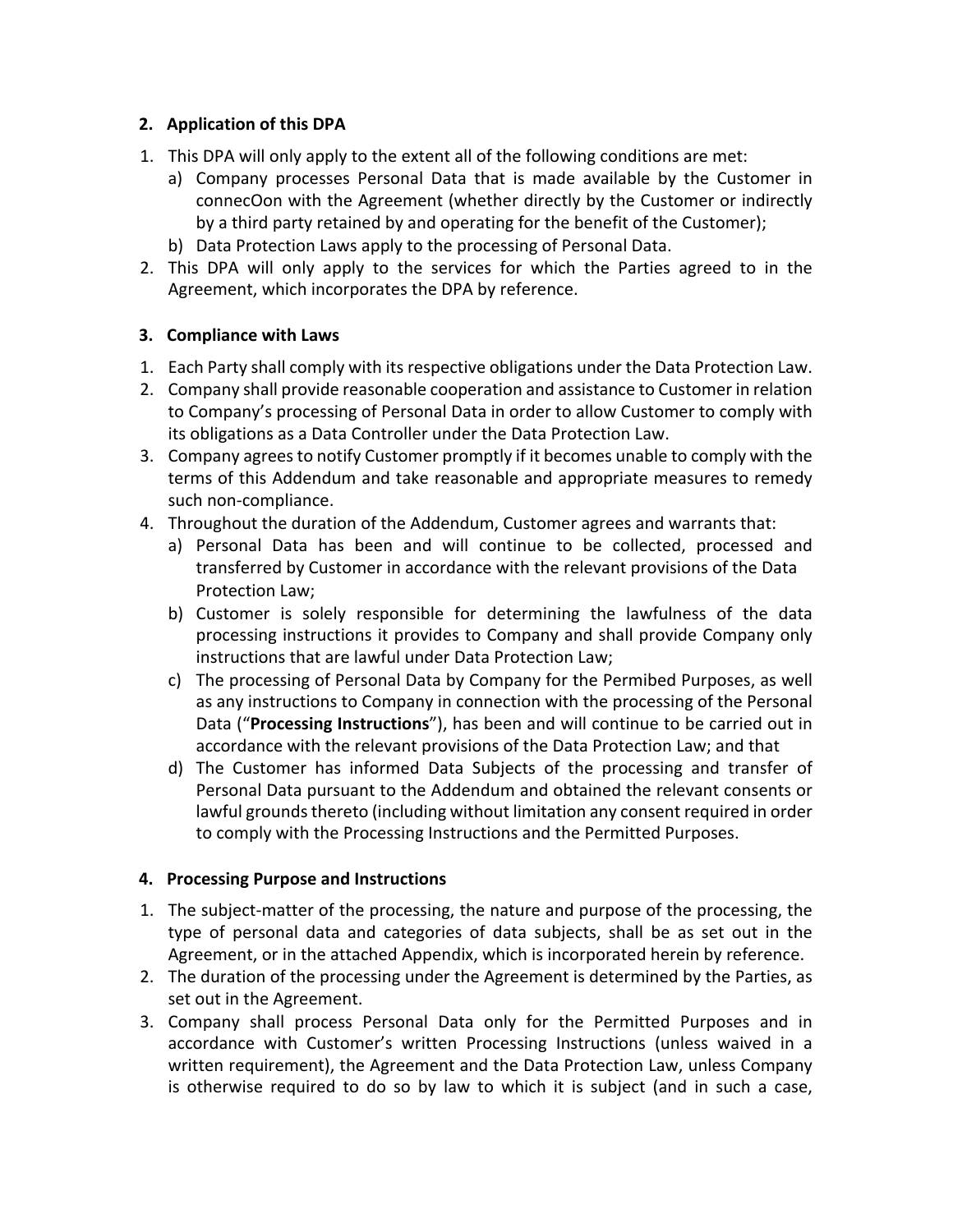## 2. Application of this DPA

1. This DPA will only apply to the extent all of the following conditions are met:
   a) Company processes Personal Data that is made available by the Customer in connecOon with the Agreement (whether directly by the Customer or indirectly by a third party retained by and operating for the benefit of the Customer);
   b) Data Protection Laws apply to the processing of Personal Data.
2. This DPA will only apply to the services for which the Parties agreed to in the Agreement, which incorporates the DPA by reference.

## 3. Compliance with Laws

1. Each Party shall comply with its respective obligations under the Data Protection Law.
2. Company shall provide reasonable cooperation and assistance to Customer in relation to Company's processing of Personal Data in order to allow Customer to comply with its obligations as a Data Controller under the Data Protection Law.
3. Company agrees to notify Customer promptly if it becomes unable to comply with the terms of this Addendum and take reasonable and appropriate measures to remedy such non-compliance.
4. Throughout the duration of the Addendum, Customer agrees and warrants that:
   a) Personal Data has been and will continue to be collected, processed and transferred by Customer in accordance with the relevant provisions of the Data Protection Law;
   b) Customer is solely responsible for determining the lawfulness of the data processing instructions it provides to Company and shall provide Company only instructions that are lawful under Data Protection Law;
   c) The processing of Personal Data by Company for the Permibed Purposes, as well as any instructions to Company in connection with the processing of the Personal Data ("**Processing Instructions**"), has been and will continue to be carried out in accordance with the relevant provisions of the Data Protection Law; and that
   d) The Customer has informed Data Subjects of the processing and transfer of Personal Data pursuant to the Addendum and obtained the relevant consents or lawful grounds thereto (including without limitation any consent required in order to comply with the Processing Instructions and the Permitted Purposes.

## 4. Processing Purpose and Instructions

1. The subject-matter of the processing, the nature and purpose of the processing, the type of personal data and categories of data subjects, shall be as set out in the Agreement, or in the attached Appendix, which is incorporated herein by reference.
2. The duration of the processing under the Agreement is determined by the Parties, as set out in the Agreement.
3. Company shall process Personal Data only for the Permitted Purposes and in accordance with Customer's written Processing Instructions (unless waived in a written requirement), the Agreement and the Data Protection Law, unless Company is otherwise required to do so by law to which it is subject (and in such a case,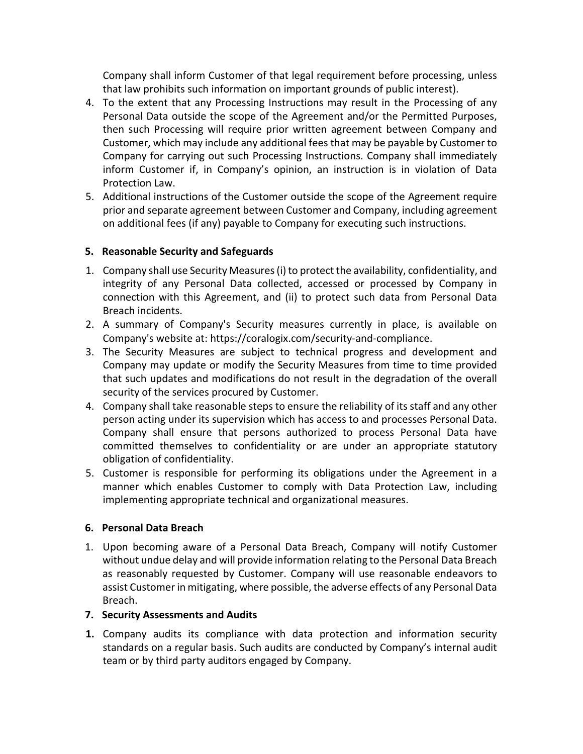Company shall inform Customer of that legal requirement before processing, unless that law prohibits such information on important grounds of public interest).

4. To the extent that any Processing Instructions may result in the Processing of any Personal Data outside the scope of the Agreement and/or the Permitted Purposes, then such Processing will require prior written agreement between Company and Customer, which may include any additional fees that may be payable by Customer to Company for carrying out such Processing Instructions. Company shall immediately inform Customer if, in Company's opinion, an instruction is in violation of Data Protection Law.
5. Additional instructions of the Customer outside the scope of the Agreement require prior and separate agreement between Customer and Company, including agreement on additional fees (if any) payable to Company for executing such instructions.

## 5. Reasonable Security and Safeguards

1. Company shall use Security Measures (i) to protect the availability, confidentiality, and integrity of any Personal Data collected, accessed or processed by Company in connection with this Agreement, and (ii) to protect such data from Personal Data Breach incidents.
2. A summary of Company's Security measures currently in place, is available on Company's website at: https://coralogix.com/security-and-compliance.
3. The Security Measures are subject to technical progress and development and Company may update or modify the Security Measures from time to time provided that such updates and modifications do not result in the degradation of the overall security of the services procured by Customer.
4. Company shall take reasonable steps to ensure the reliability of its staff and any other person acting under its supervision which has access to and processes Personal Data. Company shall ensure that persons authorized to process Personal Data have committed themselves to confidentiality or are under an appropriate statutory obligation of confidentiality.
5. Customer is responsible for performing its obligations under the Agreement in a manner which enables Customer to comply with Data Protection Law, including implementing appropriate technical and organizational measures.

## 6. Personal Data Breach

1. Upon becoming aware of a Personal Data Breach, Company will notify Customer without undue delay and will provide information relating to the Personal Data Breach as reasonably requested by Customer. Company will use reasonable endeavors to assist Customer in mitigating, where possible, the adverse effects of any Personal Data Breach.

## 7. Security Assessments and Audits

**1.** Company audits its compliance with data protection and information security standards on a regular basis. Such audits are conducted by Company's internal audit team or by third party auditors engaged by Company.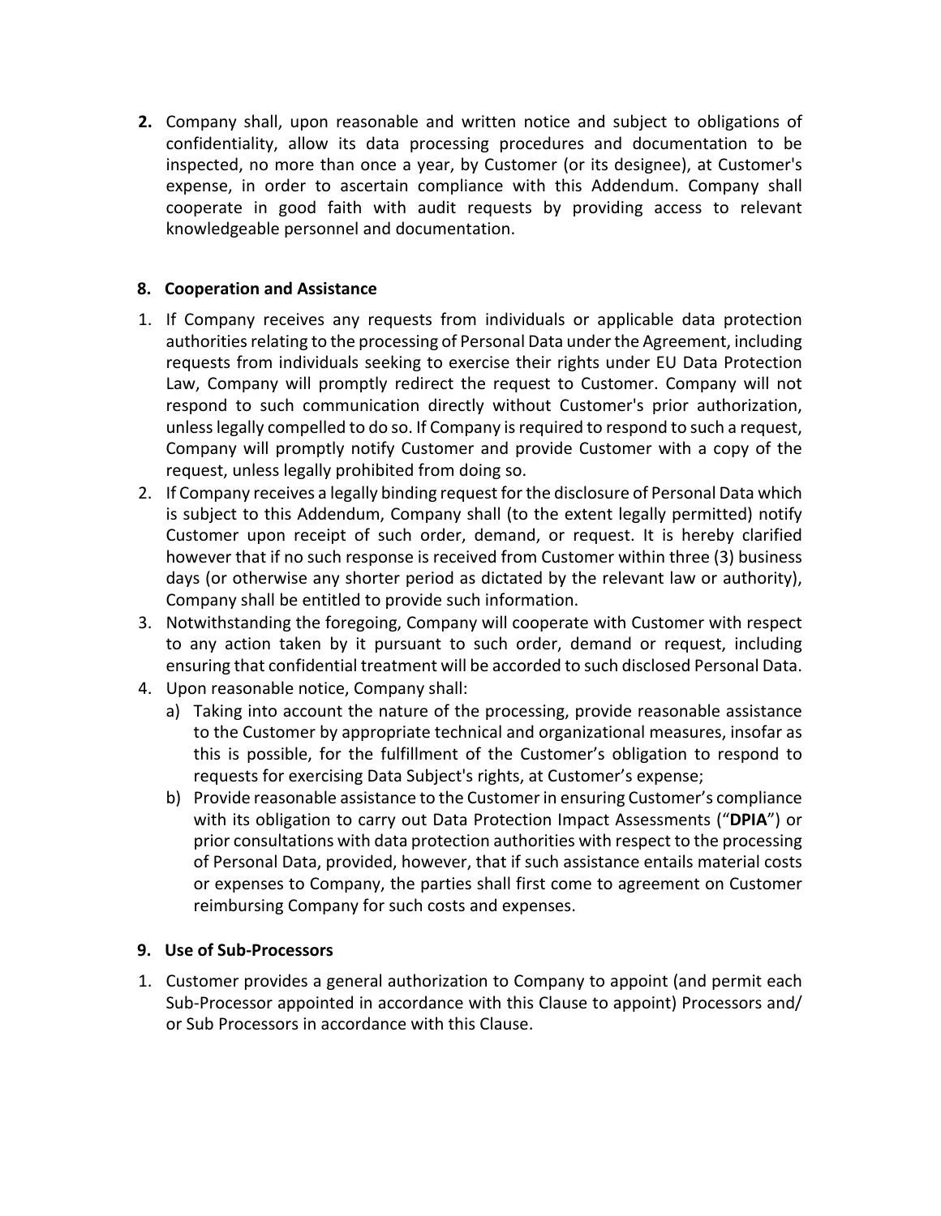**2.** Company shall, upon reasonable and written notice and subject to obligations of confidentiality, allow its data processing procedures and documentation to be inspected, no more than once a year, by Customer (or its designee), at Customer's expense, in order to ascertain compliance with this Addendum. Company shall cooperate in good faith with audit requests by providing access to relevant knowledgeable personnel and documentation.

**8. Cooperation and Assistance**

1. If Company receives any requests from individuals or applicable data protection authorities relating to the processing of Personal Data under the Agreement, including requests from individuals seeking to exercise their rights under EU Data Protection Law, Company will promptly redirect the request to Customer. Company will not respond to such communication directly without Customer's prior authorization, unless legally compelled to do so. If Company is required to respond to such a request, Company will promptly notify Customer and provide Customer with a copy of the request, unless legally prohibited from doing so.
2. If Company receives a legally binding request for the disclosure of Personal Data which is subject to this Addendum, Company shall (to the extent legally permitted) notify Customer upon receipt of such order, demand, or request. It is hereby clarified however that if no such response is received from Customer within three (3) business days (or otherwise any shorter period as dictated by the relevant law or authority), Company shall be entitled to provide such information.
3. Notwithstanding the foregoing, Company will cooperate with Customer with respect to any action taken by it pursuant to such order, demand or request, including ensuring that confidential treatment will be accorded to such disclosed Personal Data.
4. Upon reasonable notice, Company shall:
   a) Taking into account the nature of the processing, provide reasonable assistance to the Customer by appropriate technical and organizational measures, insofar as this is possible, for the fulfillment of the Customer's obligation to respond to requests for exercising Data Subject's rights, at Customer's expense;
   b) Provide reasonable assistance to the Customer in ensuring Customer's compliance with its obligation to carry out Data Protection Impact Assessments ("**DPIA**") or prior consultations with data protection authorities with respect to the processing of Personal Data, provided, however, that if such assistance entails material costs or expenses to Company, the parties shall first come to agreement on Customer reimbursing Company for such costs and expenses.

**9. Use of Sub-Processors**

1. Customer provides a general authorization to Company to appoint (and permit each Sub-Processor appointed in accordance with this Clause to appoint) Processors and/ or Sub Processors in accordance with this Clause.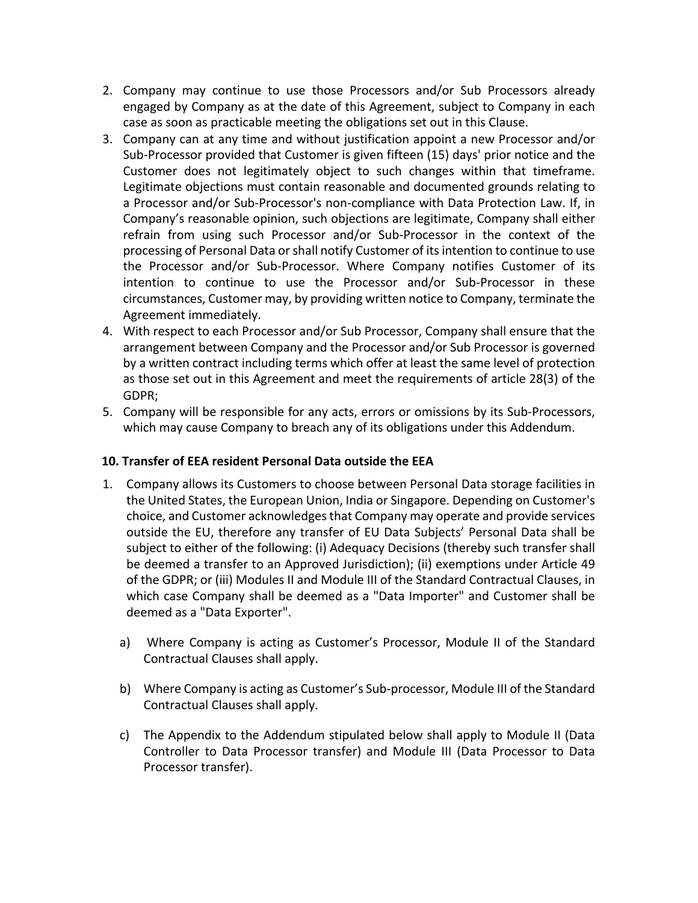2. Company may continue to use those Processors and/or Sub Processors already engaged by Company as at the date of this Agreement, subject to Company in each case as soon as practicable meeting the obligations set out in this Clause.
3. Company can at any time and without justification appoint a new Processor and/or Sub-Processor provided that Customer is given fifteen (15) days' prior notice and the Customer does not legitimately object to such changes within that timeframe. Legitimate objections must contain reasonable and documented grounds relating to a Processor and/or Sub-Processor's non-compliance with Data Protection Law. If, in Company's reasonable opinion, such objections are legitimate, Company shall either refrain from using such Processor and/or Sub-Processor in the context of the processing of Personal Data or shall notify Customer of its intention to continue to use the Processor and/or Sub-Processor. Where Company notifies Customer of its intention to continue to use the Processor and/or Sub-Processor in these circumstances, Customer may, by providing written notice to Company, terminate the Agreement immediately.
4. With respect to each Processor and/or Sub Processor, Company shall ensure that the arrangement between Company and the Processor and/or Sub Processor is governed by a written contract including terms which offer at least the same level of protection as those set out in this Agreement and meet the requirements of article 28(3) of the GDPR;
5. Company will be responsible for any acts, errors or omissions by its Sub-Processors, which may cause Company to breach any of its obligations under this Addendum.

**10. Transfer of EEA resident Personal Data outside the EEA**

1. Company allows its Customers to choose between Personal Data storage facilities in the United States, the European Union, India or Singapore. Depending on Customer's choice, and Customer acknowledges that Company may operate and provide services outside the EU, therefore any transfer of EU Data Subjects' Personal Data shall be subject to either of the following: (i) Adequacy Decisions (thereby such transfer shall be deemed a transfer to an Approved Jurisdiction); (ii) exemptions under Article 49 of the GDPR; or (iii) Modules II and Module III of the Standard Contractual Clauses, in which case Company shall be deemed as a "Data Importer" and Customer shall be deemed as a "Data Exporter".

    a) Where Company is acting as Customer's Processor, Module II of the Standard Contractual Clauses shall apply.

    b) Where Company is acting as Customer's Sub-processor, Module III of the Standard Contractual Clauses shall apply.

    c) The Appendix to the Addendum stipulated below shall apply to Module II (Data Controller to Data Processor transfer) and Module III (Data Processor to Data Processor transfer).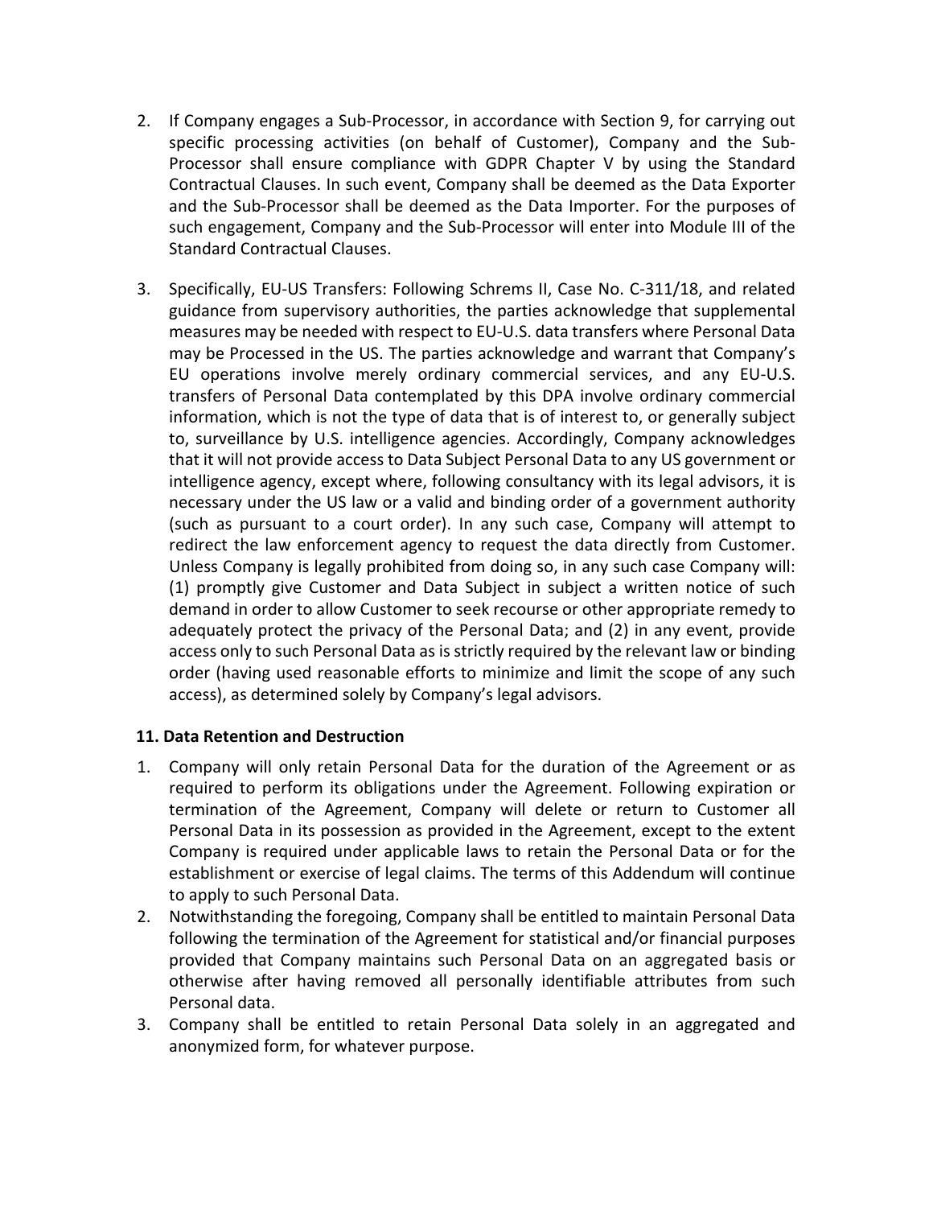2. If Company engages a Sub-Processor, in accordance with Section 9, for carrying out specific processing activities (on behalf of Customer), Company and the Sub-Processor shall ensure compliance with GDPR Chapter V by using the Standard Contractual Clauses. In such event, Company shall be deemed as the Data Exporter and the Sub-Processor shall be deemed as the Data Importer. For the purposes of such engagement, Company and the Sub-Processor will enter into Module III of the Standard Contractual Clauses.

3. Specifically, EU-US Transfers: Following Schrems II, Case No. C-311/18, and related guidance from supervisory authorities, the parties acknowledge that supplemental measures may be needed with respect to EU-U.S. data transfers where Personal Data may be Processed in the US. The parties acknowledge and warrant that Company's EU operations involve merely ordinary commercial services, and any EU-U.S. transfers of Personal Data contemplated by this DPA involve ordinary commercial information, which is not the type of data that is of interest to, or generally subject to, surveillance by U.S. intelligence agencies. Accordingly, Company acknowledges that it will not provide access to Data Subject Personal Data to any US government or intelligence agency, except where, following consultancy with its legal advisors, it is necessary under the US law or a valid and binding order of a government authority (such as pursuant to a court order). In any such case, Company will attempt to redirect the law enforcement agency to request the data directly from Customer. Unless Company is legally prohibited from doing so, in any such case Company will: (1) promptly give Customer and Data Subject in subject a written notice of such demand in order to allow Customer to seek recourse or other appropriate remedy to adequately protect the privacy of the Personal Data; and (2) in any event, provide access only to such Personal Data as is strictly required by the relevant law or binding order (having used reasonable efforts to minimize and limit the scope of any such access), as determined solely by Company's legal advisors.

**11. Data Retention and Destruction**

1. Company will only retain Personal Data for the duration of the Agreement or as required to perform its obligations under the Agreement. Following expiration or termination of the Agreement, Company will delete or return to Customer all Personal Data in its possession as provided in the Agreement, except to the extent Company is required under applicable laws to retain the Personal Data or for the establishment or exercise of legal claims. The terms of this Addendum will continue to apply to such Personal Data.
2. Notwithstanding the foregoing, Company shall be entitled to maintain Personal Data following the termination of the Agreement for statistical and/or financial purposes provided that Company maintains such Personal Data on an aggregated basis or otherwise after having removed all personally identifiable attributes from such Personal data.
3. Company shall be entitled to retain Personal Data solely in an aggregated and anonymized form, for whatever purpose.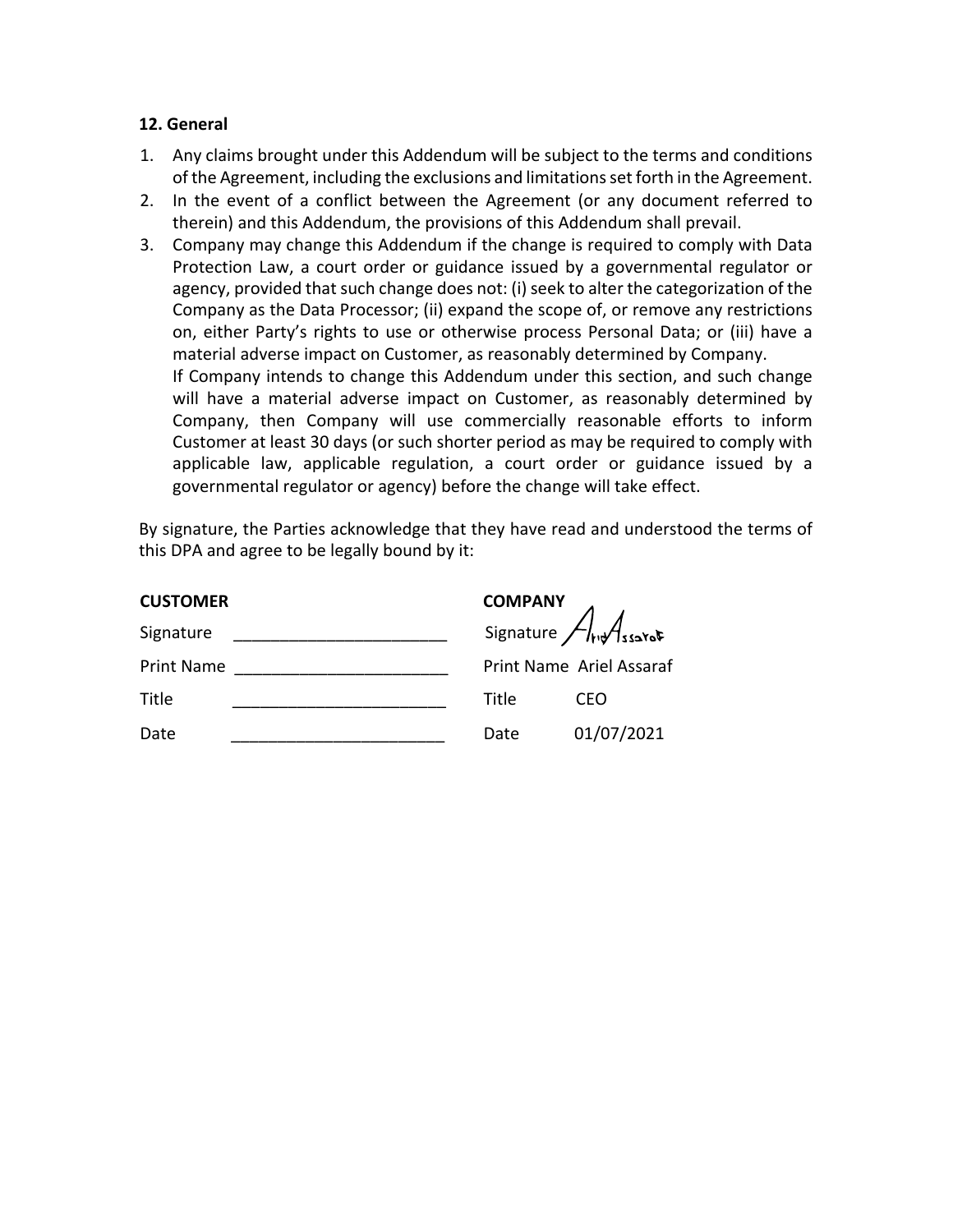## 12. General

1. Any claims brought under this Addendum will be subject to the terms and conditions of the Agreement, including the exclusions and limitations set forth in the Agreement.
2. In the event of a conflict between the Agreement (or any document referred to therein) and this Addendum, the provisions of this Addendum shall prevail.
3. Company may change this Addendum if the change is required to comply with Data Protection Law, a court order or guidance issued by a governmental regulator or agency, provided that such change does not: (i) seek to alter the categorization of the Company as the Data Processor; (ii) expand the scope of, or remove any restrictions on, either Party's rights to use or otherwise process Personal Data; or (iii) have a material adverse impact on Customer, as reasonably determined by Company.

   If Company intends to change this Addendum under this section, and such change will have a material adverse impact on Customer, as reasonably determined by Company, then Company will use commercially reasonable efforts to inform Customer at least 30 days (or such shorter period as may be required to comply with applicable law, applicable regulation, a court order or guidance issued by a governmental regulator or agency) before the change will take effect.

By signature, the Parties acknowledge that they have read and understood the terms of this DPA and agree to be legally bound by it:

| **CUSTOMER** | | **COMPANY** | |
|---|---|---|---|
| Signature | _______________________ | Signature | AriAssaraf |
| Print Name | _______________________ | Print Name | Ariel Assaraf |
| Title | _______________________ | Title | CEO |
| Date | _______________________ | Date | 01/07/2021 |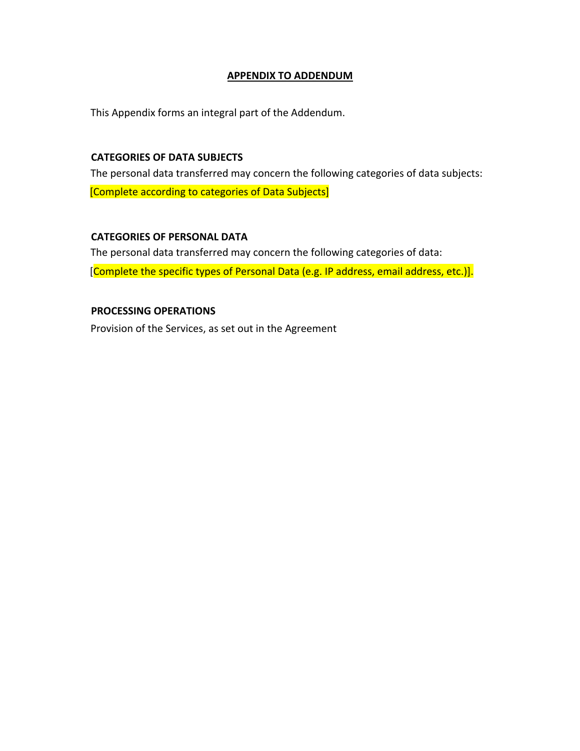## APPENDIX TO ADDENDUM

This Appendix forms an integral part of the Addendum.

**CATEGORIES OF DATA SUBJECTS**

The personal data transferred may concern the following categories of data subjects:

[Complete according to categories of Data Subjects]

**CATEGORIES OF PERSONAL DATA**

The personal data transferred may concern the following categories of data:

[Complete the specific types of Personal Data (e.g. IP address, email address, etc.)].

**PROCESSING OPERATIONS**

Provision of the Services, as set out in the Agreement